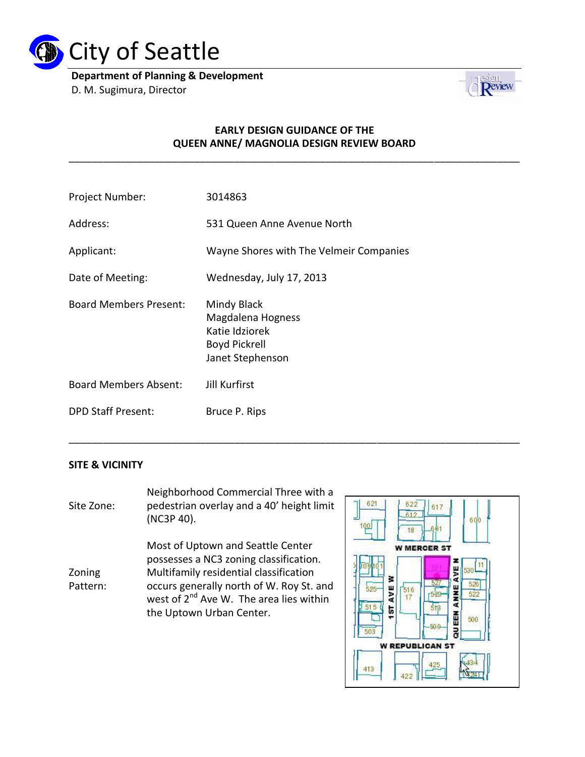# City of Seattle

**Department of Planning & Development**
D. M. Sugimura, Director

## EARLY DESIGN GUIDANCE OF THE QUEEN ANNE/ MAGNOLIA DESIGN REVIEW BOARD

---

| | |
|---|---|
| Project Number: | 3014863 |
| Address: | 531 Queen Anne Avenue North |
| Applicant: | Wayne Shores with The Velmeir Companies |
| Date of Meeting: | Wednesday, July 17, 2013 |
| Board Members Present: | Mindy Black<br>Magdalena Hogness<br>Katie Idziorek<br>Boyd Pickrell<br>Janet Stephenson |
| Board Members Absent: | Jill Kurfirst |
| DPD Staff Present: | Bruce P. Rips |

---

**SITE & VICINITY**

**Site Zone:** Neighborhood Commercial Three with a pedestrian overlay and a 40' height limit (NC3P 40).

**Zoning Pattern:** Most of Uptown and Seattle Center possesses a NC3 zoning classification. Multifamily residential classification occurs generally north of W. Roy St. and west of 2nd Ave W. The area lies within the Uptown Urban Center.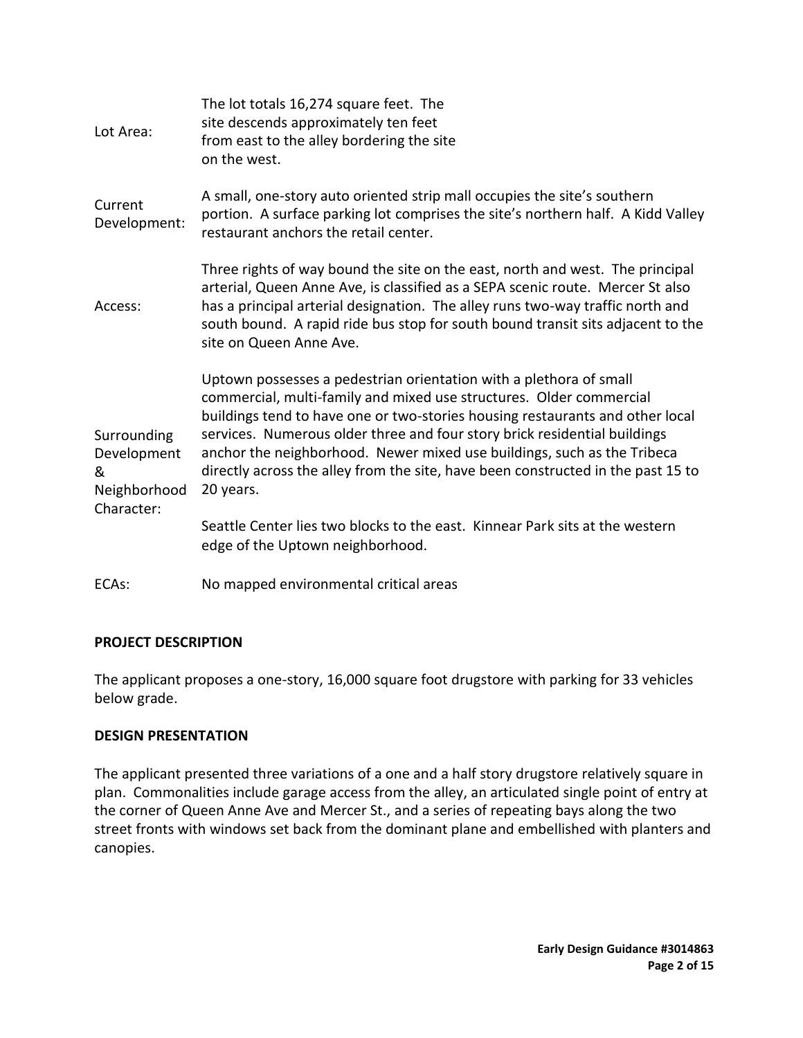| | |
|---|---|
| Lot Area: | The lot totals 16,274 square feet. The site descends approximately ten feet from east to the alley bordering the site on the west. |
| Current Development: | A small, one-story auto oriented strip mall occupies the site's southern portion. A surface parking lot comprises the site's northern half. A Kidd Valley restaurant anchors the retail center. |
| Access: | Three rights of way bound the site on the east, north and west. The principal arterial, Queen Anne Ave, is classified as a SEPA scenic route. Mercer St also has a principal arterial designation. The alley runs two-way traffic north and south bound. A rapid ride bus stop for south bound transit sits adjacent to the site on Queen Anne Ave. |
| Surrounding Development & Neighborhood Character: | Uptown possesses a pedestrian orientation with a plethora of small commercial, multi-family and mixed use structures. Older commercial buildings tend to have one or two-stories housing restaurants and other local services. Numerous older three and four story brick residential buildings anchor the neighborhood. Newer mixed use buildings, such as the Tribeca directly across the alley from the site, have been constructed in the past 15 to 20 years.<br><br>Seattle Center lies two blocks to the east. Kinnear Park sits at the western edge of the Uptown neighborhood. |
| ECAs: | No mapped environmental critical areas |

**PROJECT DESCRIPTION**

The applicant proposes a one-story, 16,000 square foot drugstore with parking for 33 vehicles below grade.

**DESIGN PRESENTATION**

The applicant presented three variations of a one and a half story drugstore relatively square in plan. Commonalities include garage access from the alley, an articulated single point of entry at the corner of Queen Anne Ave and Mercer St., and a series of repeating bays along the two street fronts with windows set back from the dominant plane and embellished with planters and canopies.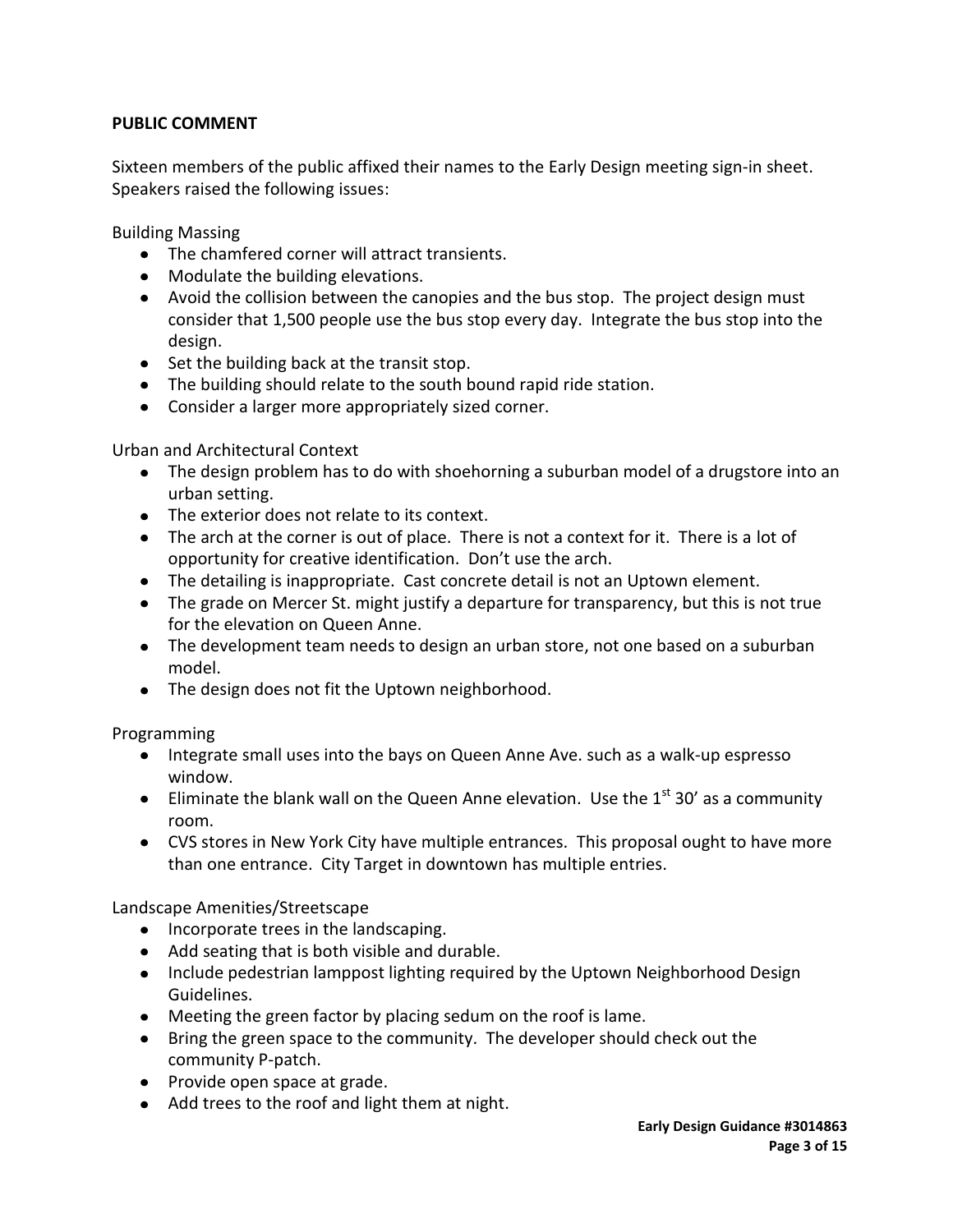**PUBLIC COMMENT**

Sixteen members of the public affixed their names to the Early Design meeting sign-in sheet. Speakers raised the following issues:

Building Massing

- The chamfered corner will attract transients.
- Modulate the building elevations.
- Avoid the collision between the canopies and the bus stop. The project design must consider that 1,500 people use the bus stop every day. Integrate the bus stop into the design.
- Set the building back at the transit stop.
- The building should relate to the south bound rapid ride station.
- Consider a larger more appropriately sized corner.

Urban and Architectural Context

- The design problem has to do with shoehorning a suburban model of a drugstore into an urban setting.
- The exterior does not relate to its context.
- The arch at the corner is out of place. There is not a context for it. There is a lot of opportunity for creative identification. Don't use the arch.
- The detailing is inappropriate. Cast concrete detail is not an Uptown element.
- The grade on Mercer St. might justify a departure for transparency, but this is not true for the elevation on Queen Anne.
- The development team needs to design an urban store, not one based on a suburban model.
- The design does not fit the Uptown neighborhood.

Programming

- Integrate small uses into the bays on Queen Anne Ave. such as a walk-up espresso window.
- Eliminate the blank wall on the Queen Anne elevation. Use the 1st 30' as a community room.
- CVS stores in New York City have multiple entrances. This proposal ought to have more than one entrance. City Target in downtown has multiple entries.

Landscape Amenities/Streetscape

- Incorporate trees in the landscaping.
- Add seating that is both visible and durable.
- Include pedestrian lamppost lighting required by the Uptown Neighborhood Design Guidelines.
- Meeting the green factor by placing sedum on the roof is lame.
- Bring the green space to the community. The developer should check out the community P-patch.
- Provide open space at grade.
- Add trees to the roof and light them at night.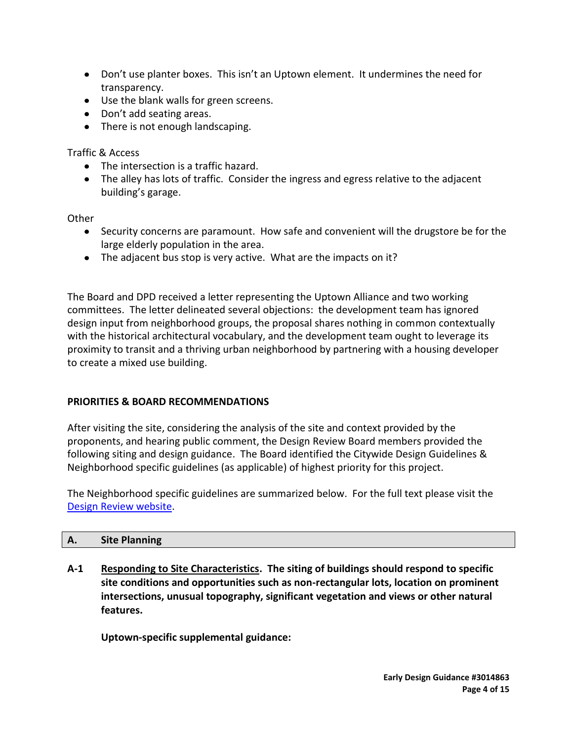- Don't use planter boxes. This isn't an Uptown element. It undermines the need for transparency.
- Use the blank walls for green screens.
- Don't add seating areas.
- There is not enough landscaping.

Traffic & Access

- The intersection is a traffic hazard.
- The alley has lots of traffic. Consider the ingress and egress relative to the adjacent building's garage.

Other

- Security concerns are paramount. How safe and convenient will the drugstore be for the large elderly population in the area.
- The adjacent bus stop is very active. What are the impacts on it?

The Board and DPD received a letter representing the Uptown Alliance and two working committees. The letter delineated several objections: the development team has ignored design input from neighborhood groups, the proposal shares nothing in common contextually with the historical architectural vocabulary, and the development team ought to leverage its proximity to transit and a thriving urban neighborhood by partnering with a housing developer to create a mixed use building.

## PRIORITIES & BOARD RECOMMENDATIONS

After visiting the site, considering the analysis of the site and context provided by the proponents, and hearing public comment, the Design Review Board members provided the following siting and design guidance. The Board identified the Citywide Design Guidelines & Neighborhood specific guidelines (as applicable) of highest priority for this project.

The Neighborhood specific guidelines are summarized below. For the full text please visit the [Design Review website](Design Review website).

### A. Site Planning

**A-1 Responding to Site Characteristics. The siting of buildings should respond to specific site conditions and opportunities such as non-rectangular lots, location on prominent intersections, unusual topography, significant vegetation and views or other natural features.**

**Uptown-specific supplemental guidance:**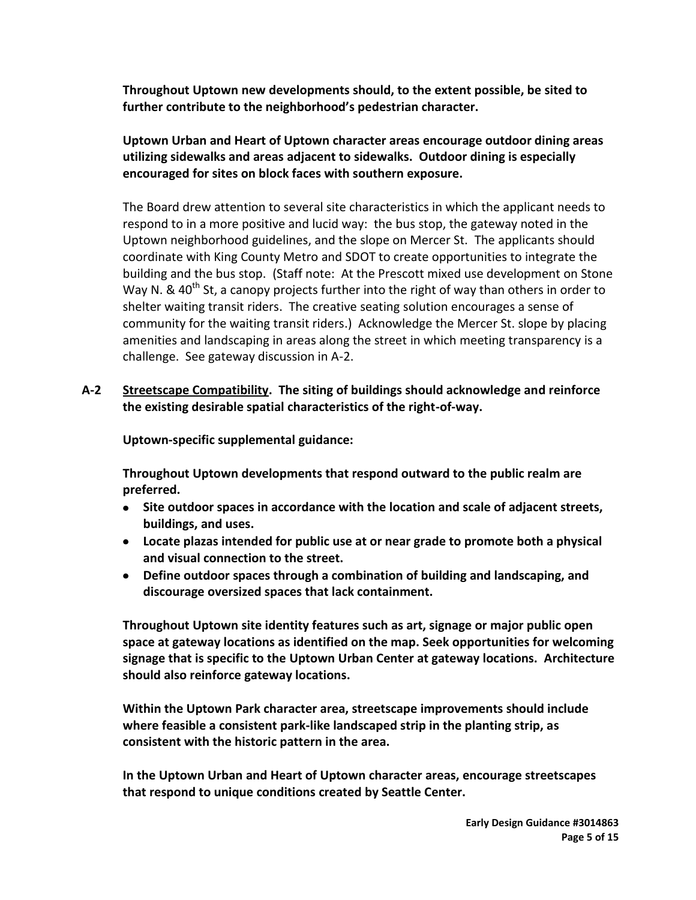**Throughout Uptown new developments should, to the extent possible, be sited to further contribute to the neighborhood's pedestrian character.**

**Uptown Urban and Heart of Uptown character areas encourage outdoor dining areas utilizing sidewalks and areas adjacent to sidewalks. Outdoor dining is especially encouraged for sites on block faces with southern exposure.**

The Board drew attention to several site characteristics in which the applicant needs to respond to in a more positive and lucid way: the bus stop, the gateway noted in the Uptown neighborhood guidelines, and the slope on Mercer St. The applicants should coordinate with King County Metro and SDOT to create opportunities to integrate the building and the bus stop. (Staff note: At the Prescott mixed use development on Stone Way N. & 40th St, a canopy projects further into the right of way than others in order to shelter waiting transit riders. The creative seating solution encourages a sense of community for the waiting transit riders.) Acknowledge the Mercer St. slope by placing amenities and landscaping in areas along the street in which meeting transparency is a challenge. See gateway discussion in A-2.

**A-2 Streetscape Compatibility. The siting of buildings should acknowledge and reinforce the existing desirable spatial characteristics of the right-of-way.**

**Uptown-specific supplemental guidance:**

**Throughout Uptown developments that respond outward to the public realm are preferred.**

- **Site outdoor spaces in accordance with the location and scale of adjacent streets, buildings, and uses.**
- **Locate plazas intended for public use at or near grade to promote both a physical and visual connection to the street.**
- **Define outdoor spaces through a combination of building and landscaping, and discourage oversized spaces that lack containment.**

**Throughout Uptown site identity features such as art, signage or major public open space at gateway locations as identified on the map. Seek opportunities for welcoming signage that is specific to the Uptown Urban Center at gateway locations. Architecture should also reinforce gateway locations.**

**Within the Uptown Park character area, streetscape improvements should include where feasible a consistent park-like landscaped strip in the planting strip, as consistent with the historic pattern in the area.**

**In the Uptown Urban and Heart of Uptown character areas, encourage streetscapes that respond to unique conditions created by Seattle Center.**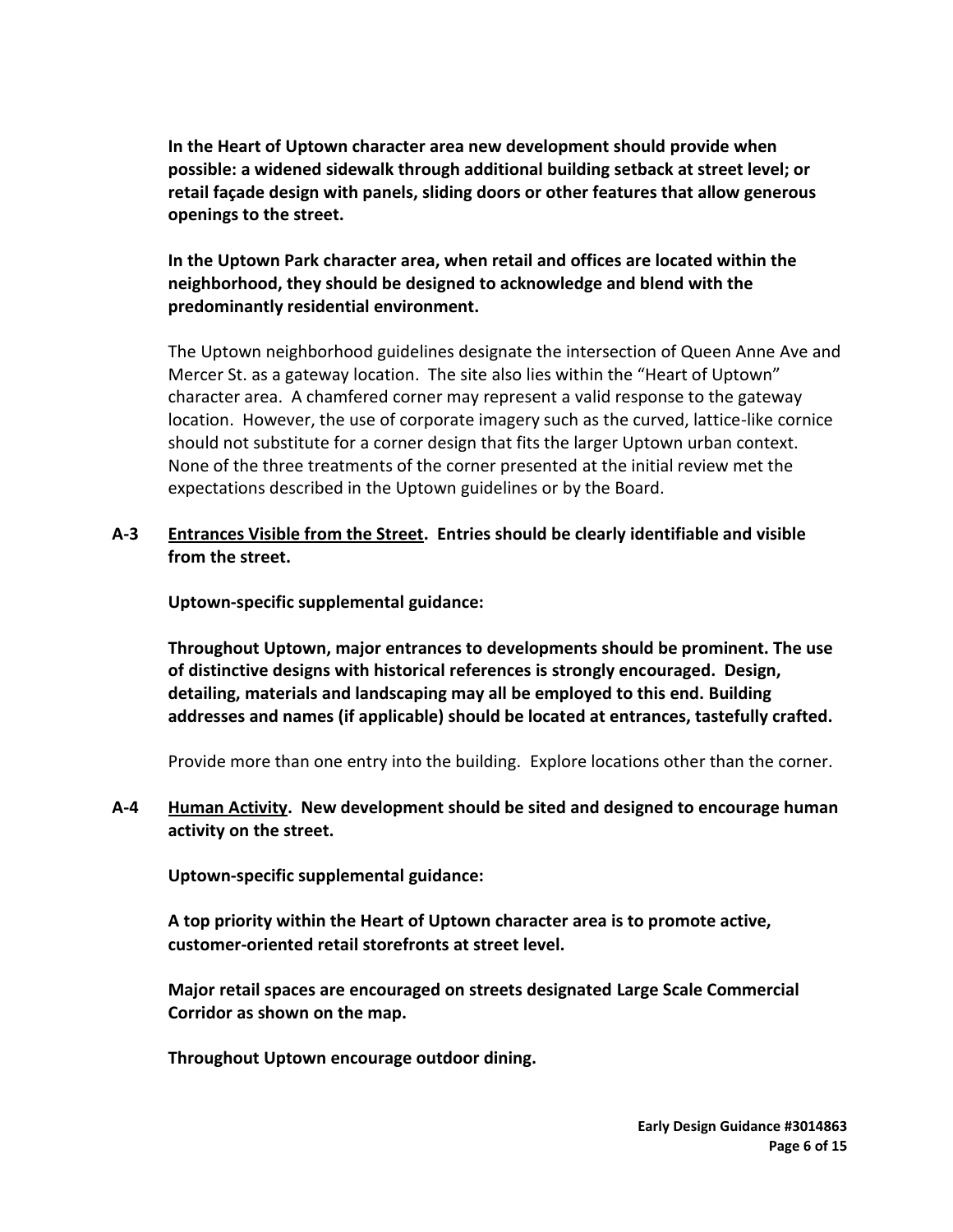**In the Heart of Uptown character area new development should provide when possible: a widened sidewalk through additional building setback at street level; or retail façade design with panels, sliding doors or other features that allow generous openings to the street.**

**In the Uptown Park character area, when retail and offices are located within the neighborhood, they should be designed to acknowledge and blend with the predominantly residential environment.**

The Uptown neighborhood guidelines designate the intersection of Queen Anne Ave and Mercer St. as a gateway location. The site also lies within the "Heart of Uptown" character area. A chamfered corner may represent a valid response to the gateway location. However, the use of corporate imagery such as the curved, lattice-like cornice should not substitute for a corner design that fits the larger Uptown urban context. None of the three treatments of the corner presented at the initial review met the expectations described in the Uptown guidelines or by the Board.

**A-3 <u>Entrances Visible from the Street</u>. Entries should be clearly identifiable and visible from the street.**

**Uptown-specific supplemental guidance:**

**Throughout Uptown, major entrances to developments should be prominent. The use of distinctive designs with historical references is strongly encouraged. Design, detailing, materials and landscaping may all be employed to this end. Building addresses and names (if applicable) should be located at entrances, tastefully crafted.**

Provide more than one entry into the building. Explore locations other than the corner.

**A-4 <u>Human Activity</u>. New development should be sited and designed to encourage human activity on the street.**

**Uptown-specific supplemental guidance:**

**A top priority within the Heart of Uptown character area is to promote active, customer-oriented retail storefronts at street level.**

**Major retail spaces are encouraged on streets designated Large Scale Commercial Corridor as shown on the map.**

**Throughout Uptown encourage outdoor dining.**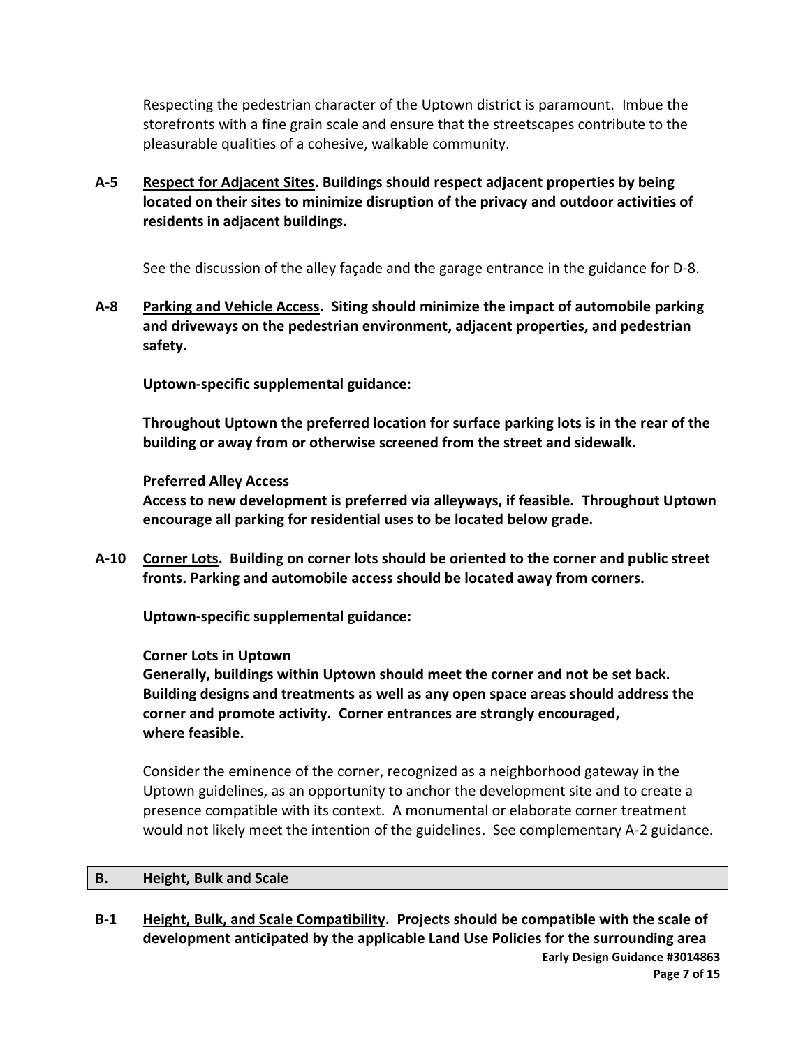Respecting the pedestrian character of the Uptown district is paramount. Imbue the storefronts with a fine grain scale and ensure that the streetscapes contribute to the pleasurable qualities of a cohesive, walkable community.

**A-5 Respect for Adjacent Sites. Buildings should respect adjacent properties by being located on their sites to minimize disruption of the privacy and outdoor activities of residents in adjacent buildings.**

See the discussion of the alley façade and the garage entrance in the guidance for D-8.

**A-8 Parking and Vehicle Access. Siting should minimize the impact of automobile parking and driveways on the pedestrian environment, adjacent properties, and pedestrian safety.**

**Uptown-specific supplemental guidance:**

**Throughout Uptown the preferred location for surface parking lots is in the rear of the building or away from or otherwise screened from the street and sidewalk.**

**Preferred Alley Access**
**Access to new development is preferred via alleyways, if feasible. Throughout Uptown encourage all parking for residential uses to be located below grade.**

**A-10 Corner Lots. Building on corner lots should be oriented to the corner and public street fronts. Parking and automobile access should be located away from corners.**

**Uptown-specific supplemental guidance:**

**Corner Lots in Uptown**
**Generally, buildings within Uptown should meet the corner and not be set back. Building designs and treatments as well as any open space areas should address the corner and promote activity. Corner entrances are strongly encouraged, where feasible.**

Consider the eminence of the corner, recognized as a neighborhood gateway in the Uptown guidelines, as an opportunity to anchor the development site and to create a presence compatible with its context. A monumental or elaborate corner treatment would not likely meet the intention of the guidelines. See complementary A-2 guidance.

## B. Height, Bulk and Scale

**B-1 Height, Bulk, and Scale Compatibility. Projects should be compatible with the scale of development anticipated by the applicable Land Use Policies for the surrounding area**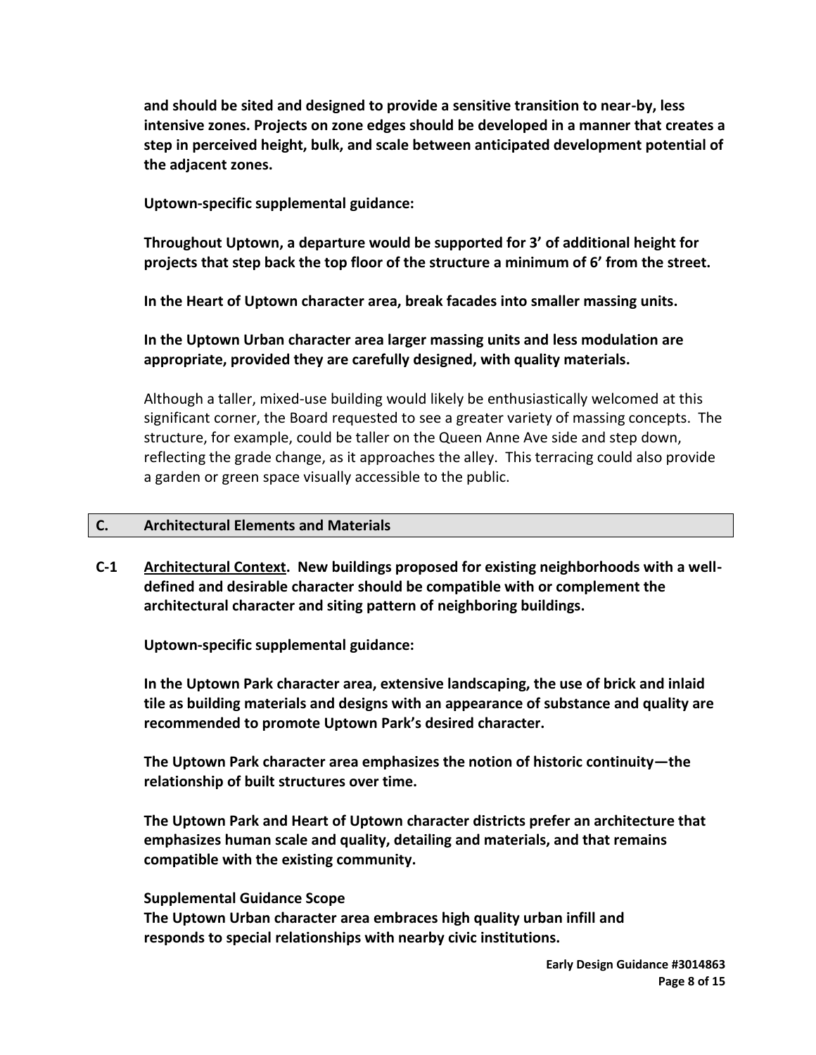**and should be sited and designed to provide a sensitive transition to near-by, less intensive zones. Projects on zone edges should be developed in a manner that creates a step in perceived height, bulk, and scale between anticipated development potential of the adjacent zones.**

**Uptown-specific supplemental guidance:**

**Throughout Uptown, a departure would be supported for 3' of additional height for projects that step back the top floor of the structure a minimum of 6' from the street.**

**In the Heart of Uptown character area, break facades into smaller massing units.**

**In the Uptown Urban character area larger massing units and less modulation are appropriate, provided they are carefully designed, with quality materials.**

Although a taller, mixed-use building would likely be enthusiastically welcomed at this significant corner, the Board requested to see a greater variety of massing concepts. The structure, for example, could be taller on the Queen Anne Ave side and step down, reflecting the grade change, as it approaches the alley. This terracing could also provide a garden or green space visually accessible to the public.

## C. Architectural Elements and Materials

**C-1 Architectural Context. New buildings proposed for existing neighborhoods with a well-defined and desirable character should be compatible with or complement the architectural character and siting pattern of neighboring buildings.**

**Uptown-specific supplemental guidance:**

**In the Uptown Park character area, extensive landscaping, the use of brick and inlaid tile as building materials and designs with an appearance of substance and quality are recommended to promote Uptown Park's desired character.**

**The Uptown Park character area emphasizes the notion of historic continuity—the relationship of built structures over time.**

**The Uptown Park and Heart of Uptown character districts prefer an architecture that emphasizes human scale and quality, detailing and materials, and that remains compatible with the existing community.**

**Supplemental Guidance Scope**
**The Uptown Urban character area embraces high quality urban infill and responds to special relationships with nearby civic institutions.**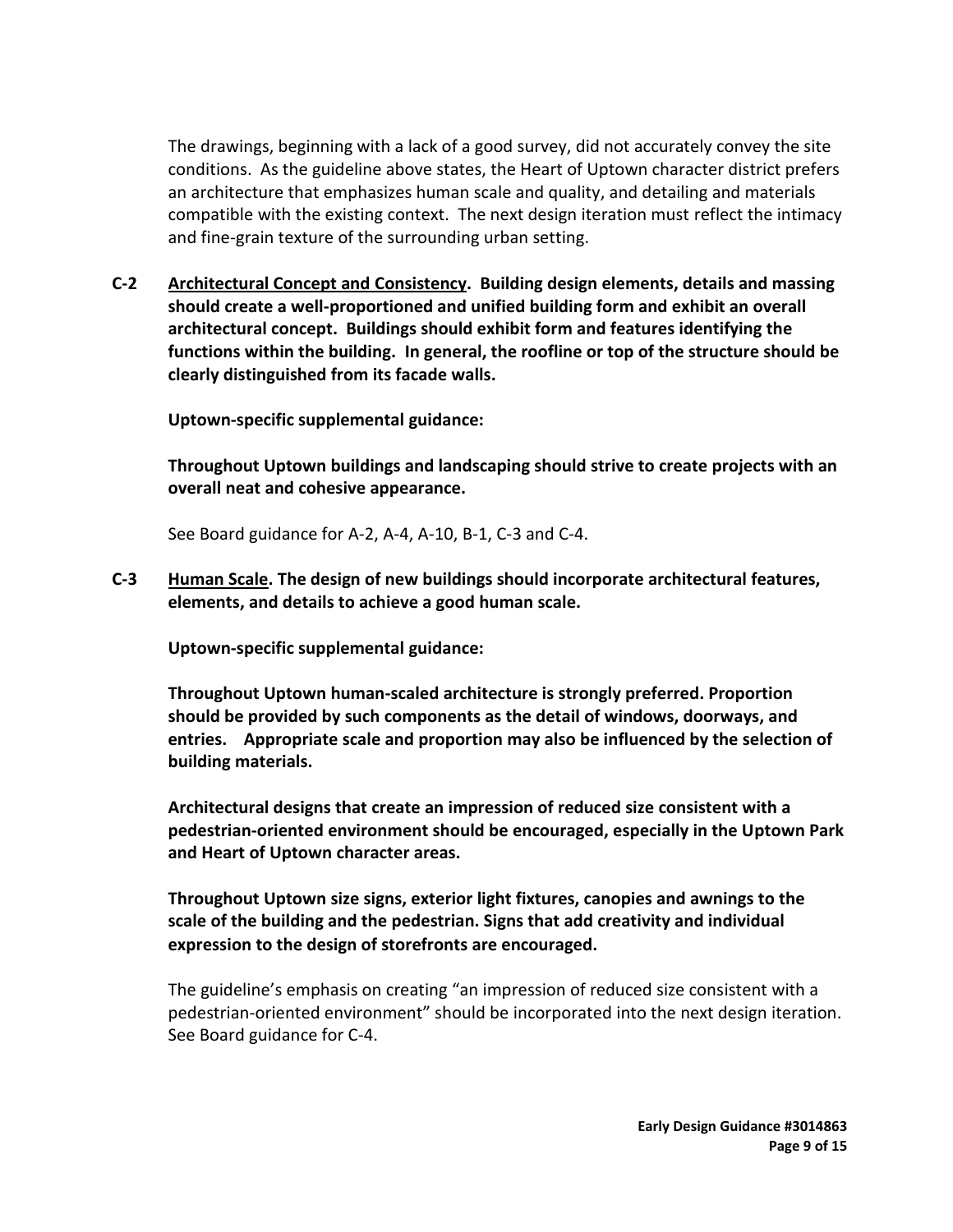The drawings, beginning with a lack of a good survey, did not accurately convey the site conditions. As the guideline above states, the Heart of Uptown character district prefers an architecture that emphasizes human scale and quality, and detailing and materials compatible with the existing context. The next design iteration must reflect the intimacy and fine-grain texture of the surrounding urban setting.

**C-2 Architectural Concept and Consistency. Building design elements, details and massing should create a well-proportioned and unified building form and exhibit an overall architectural concept. Buildings should exhibit form and features identifying the functions within the building. In general, the roofline or top of the structure should be clearly distinguished from its facade walls.**

**Uptown-specific supplemental guidance:**

**Throughout Uptown buildings and landscaping should strive to create projects with an overall neat and cohesive appearance.**

See Board guidance for A-2, A-4, A-10, B-1, C-3 and C-4.

**C-3 Human Scale. The design of new buildings should incorporate architectural features, elements, and details to achieve a good human scale.**

**Uptown-specific supplemental guidance:**

**Throughout Uptown human-scaled architecture is strongly preferred. Proportion should be provided by such components as the detail of windows, doorways, and entries. Appropriate scale and proportion may also be influenced by the selection of building materials.**

**Architectural designs that create an impression of reduced size consistent with a pedestrian-oriented environment should be encouraged, especially in the Uptown Park and Heart of Uptown character areas.**

**Throughout Uptown size signs, exterior light fixtures, canopies and awnings to the scale of the building and the pedestrian. Signs that add creativity and individual expression to the design of storefronts are encouraged.**

The guideline's emphasis on creating "an impression of reduced size consistent with a pedestrian-oriented environment" should be incorporated into the next design iteration. See Board guidance for C-4.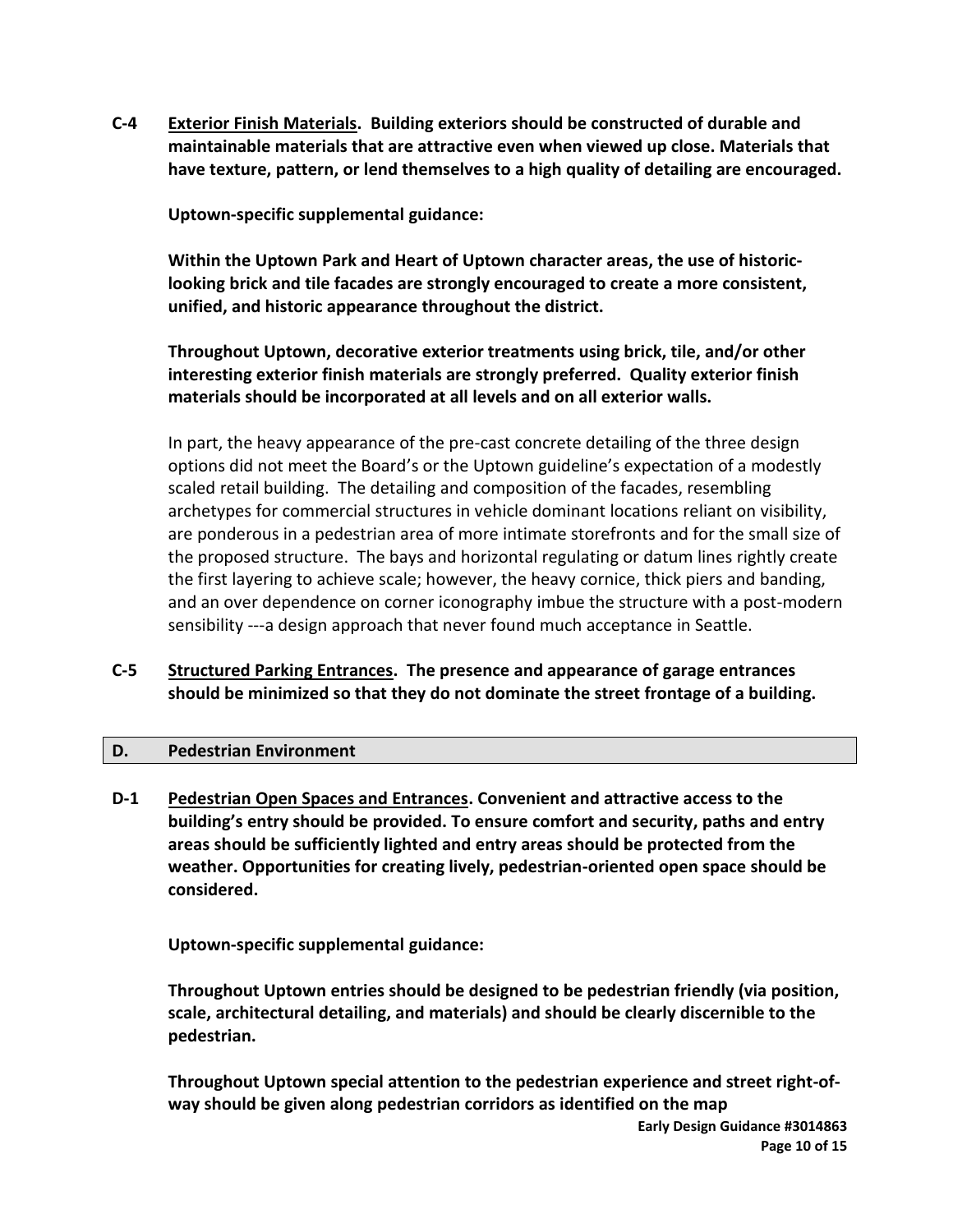**C-4 Exterior Finish Materials. Building exteriors should be constructed of durable and maintainable materials that are attractive even when viewed up close. Materials that have texture, pattern, or lend themselves to a high quality of detailing are encouraged.**

**Uptown-specific supplemental guidance:**

**Within the Uptown Park and Heart of Uptown character areas, the use of historic-looking brick and tile facades are strongly encouraged to create a more consistent, unified, and historic appearance throughout the district.**

**Throughout Uptown, decorative exterior treatments using brick, tile, and/or other interesting exterior finish materials are strongly preferred. Quality exterior finish materials should be incorporated at all levels and on all exterior walls.**

In part, the heavy appearance of the pre-cast concrete detailing of the three design options did not meet the Board's or the Uptown guideline's expectation of a modestly scaled retail building. The detailing and composition of the facades, resembling archetypes for commercial structures in vehicle dominant locations reliant on visibility, are ponderous in a pedestrian area of more intimate storefronts and for the small size of the proposed structure. The bays and horizontal regulating or datum lines rightly create the first layering to achieve scale; however, the heavy cornice, thick piers and banding, and an over dependence on corner iconography imbue the structure with a post-modern sensibility ---a design approach that never found much acceptance in Seattle.

**C-5 Structured Parking Entrances. The presence and appearance of garage entrances should be minimized so that they do not dominate the street frontage of a building.**

## D. Pedestrian Environment

**D-1 Pedestrian Open Spaces and Entrances. Convenient and attractive access to the building's entry should be provided. To ensure comfort and security, paths and entry areas should be sufficiently lighted and entry areas should be protected from the weather. Opportunities for creating lively, pedestrian-oriented open space should be considered.**

**Uptown-specific supplemental guidance:**

**Throughout Uptown entries should be designed to be pedestrian friendly (via position, scale, architectural detailing, and materials) and should be clearly discernible to the pedestrian.**

**Throughout Uptown special attention to the pedestrian experience and street right-of-way should be given along pedestrian corridors as identified on the map**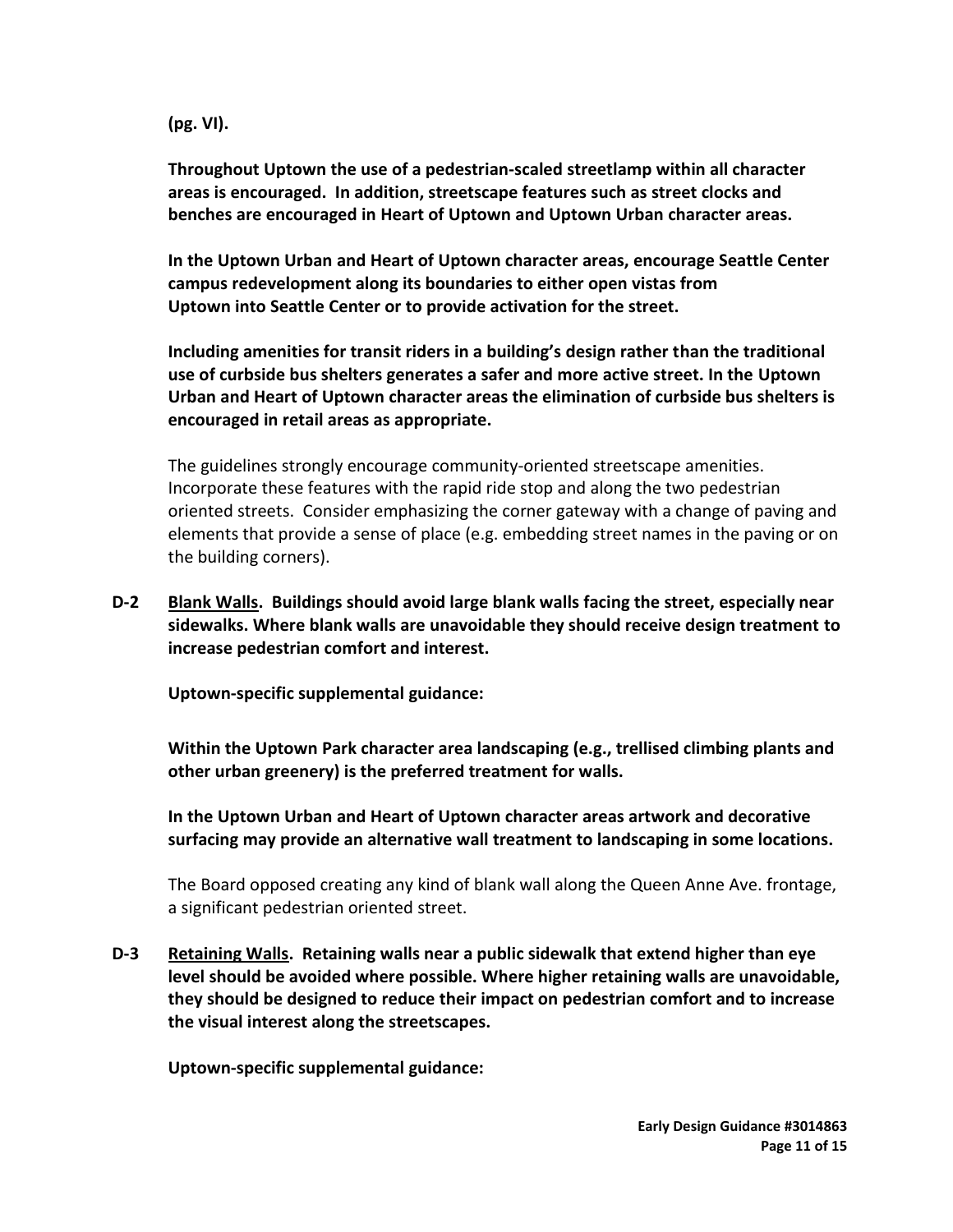**(pg. VI).**

**Throughout Uptown the use of a pedestrian-scaled streetlamp within all character areas is encouraged. In addition, streetscape features such as street clocks and benches are encouraged in Heart of Uptown and Uptown Urban character areas.**

**In the Uptown Urban and Heart of Uptown character areas, encourage Seattle Center campus redevelopment along its boundaries to either open vistas from Uptown into Seattle Center or to provide activation for the street.**

**Including amenities for transit riders in a building's design rather than the traditional use of curbside bus shelters generates a safer and more active street. In the Uptown Urban and Heart of Uptown character areas the elimination of curbside bus shelters is encouraged in retail areas as appropriate.**

The guidelines strongly encourage community-oriented streetscape amenities. Incorporate these features with the rapid ride stop and along the two pedestrian oriented streets. Consider emphasizing the corner gateway with a change of paving and elements that provide a sense of place (e.g. embedding street names in the paving or on the building corners).

**D-2 <u>Blank Walls</u>. Buildings should avoid large blank walls facing the street, especially near sidewalks. Where blank walls are unavoidable they should receive design treatment to increase pedestrian comfort and interest.**

**Uptown-specific supplemental guidance:**

**Within the Uptown Park character area landscaping (e.g., trellised climbing plants and other urban greenery) is the preferred treatment for walls.**

**In the Uptown Urban and Heart of Uptown character areas artwork and decorative surfacing may provide an alternative wall treatment to landscaping in some locations.**

The Board opposed creating any kind of blank wall along the Queen Anne Ave. frontage, a significant pedestrian oriented street.

**D-3 <u>Retaining Walls</u>. Retaining walls near a public sidewalk that extend higher than eye level should be avoided where possible. Where higher retaining walls are unavoidable, they should be designed to reduce their impact on pedestrian comfort and to increase the visual interest along the streetscapes.**

**Uptown-specific supplemental guidance:**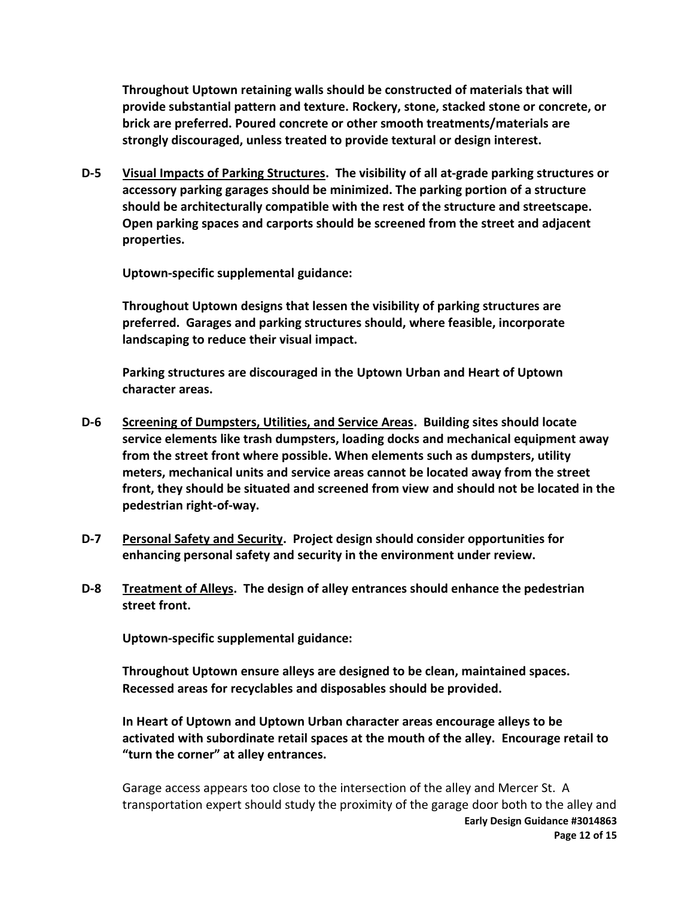**Throughout Uptown retaining walls should be constructed of materials that will provide substantial pattern and texture. Rockery, stone, stacked stone or concrete, or brick are preferred. Poured concrete or other smooth treatments/materials are strongly discouraged, unless treated to provide textural or design interest.**

**D-5 <u>Visual Impacts of Parking Structures</u>. The visibility of all at-grade parking structures or accessory parking garages should be minimized. The parking portion of a structure should be architecturally compatible with the rest of the structure and streetscape. Open parking spaces and carports should be screened from the street and adjacent properties.**

**Uptown-specific supplemental guidance:**

**Throughout Uptown designs that lessen the visibility of parking structures are preferred. Garages and parking structures should, where feasible, incorporate landscaping to reduce their visual impact.**

**Parking structures are discouraged in the Uptown Urban and Heart of Uptown character areas.**

**D-6 <u>Screening of Dumpsters, Utilities, and Service Areas</u>. Building sites should locate service elements like trash dumpsters, loading docks and mechanical equipment away from the street front where possible. When elements such as dumpsters, utility meters, mechanical units and service areas cannot be located away from the street front, they should be situated and screened from view and should not be located in the pedestrian right-of-way.**

**D-7 <u>Personal Safety and Security</u>. Project design should consider opportunities for enhancing personal safety and security in the environment under review.**

**D-8 <u>Treatment of Alleys</u>. The design of alley entrances should enhance the pedestrian street front.**

**Uptown-specific supplemental guidance:**

**Throughout Uptown ensure alleys are designed to be clean, maintained spaces. Recessed areas for recyclables and disposables should be provided.**

**In Heart of Uptown and Uptown Urban character areas encourage alleys to be activated with subordinate retail spaces at the mouth of the alley. Encourage retail to "turn the corner" at alley entrances.**

Garage access appears too close to the intersection of the alley and Mercer St. A transportation expert should study the proximity of the garage door both to the alley and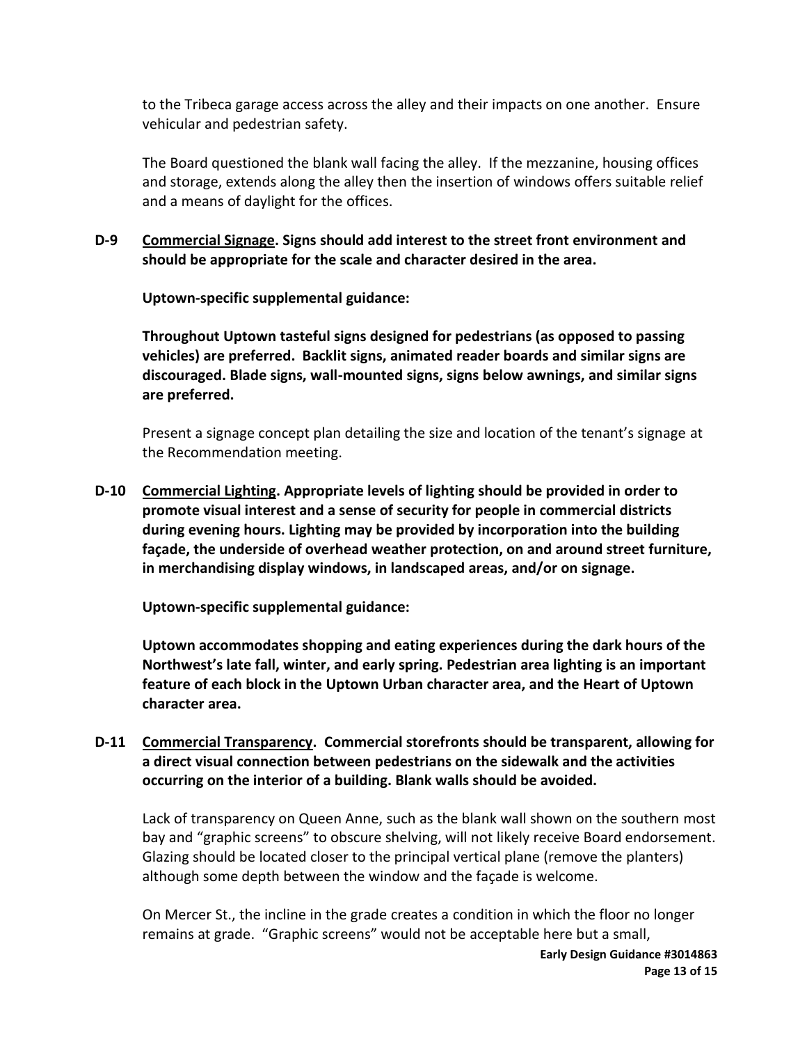to the Tribeca garage access across the alley and their impacts on one another. Ensure vehicular and pedestrian safety.

The Board questioned the blank wall facing the alley. If the mezzanine, housing offices and storage, extends along the alley then the insertion of windows offers suitable relief and a means of daylight for the offices.

**D-9 Commercial Signage. Signs should add interest to the street front environment and should be appropriate for the scale and character desired in the area.**

**Uptown-specific supplemental guidance:**

**Throughout Uptown tasteful signs designed for pedestrians (as opposed to passing vehicles) are preferred. Backlit signs, animated reader boards and similar signs are discouraged. Blade signs, wall-mounted signs, signs below awnings, and similar signs are preferred.**

Present a signage concept plan detailing the size and location of the tenant's signage at the Recommendation meeting.

**D-10 Commercial Lighting. Appropriate levels of lighting should be provided in order to promote visual interest and a sense of security for people in commercial districts during evening hours. Lighting may be provided by incorporation into the building façade, the underside of overhead weather protection, on and around street furniture, in merchandising display windows, in landscaped areas, and/or on signage.**

**Uptown-specific supplemental guidance:**

**Uptown accommodates shopping and eating experiences during the dark hours of the Northwest's late fall, winter, and early spring. Pedestrian area lighting is an important feature of each block in the Uptown Urban character area, and the Heart of Uptown character area.**

**D-11 Commercial Transparency. Commercial storefronts should be transparent, allowing for a direct visual connection between pedestrians on the sidewalk and the activities occurring on the interior of a building. Blank walls should be avoided.**

Lack of transparency on Queen Anne, such as the blank wall shown on the southern most bay and "graphic screens" to obscure shelving, will not likely receive Board endorsement. Glazing should be located closer to the principal vertical plane (remove the planters) although some depth between the window and the façade is welcome.

On Mercer St., the incline in the grade creates a condition in which the floor no longer remains at grade. "Graphic screens" would not be acceptable here but a small,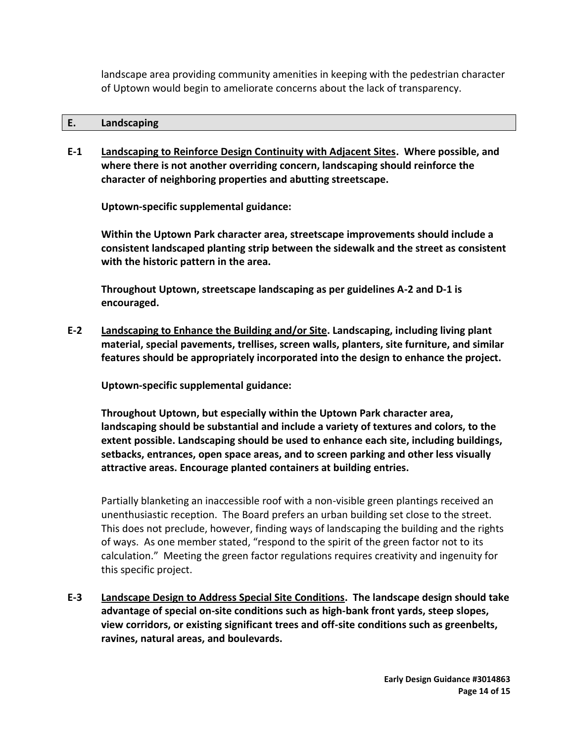landscape area providing community amenities in keeping with the pedestrian character of Uptown would begin to ameliorate concerns about the lack of transparency.

## E. Landscaping

**E-1 <u>Landscaping to Reinforce Design Continuity with Adjacent Sites</u>. Where possible, and where there is not another overriding concern, landscaping should reinforce the character of neighboring properties and abutting streetscape.**

**Uptown-specific supplemental guidance:**

**Within the Uptown Park character area, streetscape improvements should include a consistent landscaped planting strip between the sidewalk and the street as consistent with the historic pattern in the area.**

**Throughout Uptown, streetscape landscaping as per guidelines A-2 and D-1 is encouraged.**

**E-2 <u>Landscaping to Enhance the Building and/or Site</u>. Landscaping, including living plant material, special pavements, trellises, screen walls, planters, site furniture, and similar features should be appropriately incorporated into the design to enhance the project.**

**Uptown-specific supplemental guidance:**

**Throughout Uptown, but especially within the Uptown Park character area, landscaping should be substantial and include a variety of textures and colors, to the extent possible. Landscaping should be used to enhance each site, including buildings, setbacks, entrances, open space areas, and to screen parking and other less visually attractive areas. Encourage planted containers at building entries.**

Partially blanketing an inaccessible roof with a non-visible green plantings received an unenthusiastic reception. The Board prefers an urban building set close to the street. This does not preclude, however, finding ways of landscaping the building and the rights of ways. As one member stated, "respond to the spirit of the green factor not to its calculation." Meeting the green factor regulations requires creativity and ingenuity for this specific project.

**E-3 <u>Landscape Design to Address Special Site Conditions</u>. The landscape design should take advantage of special on-site conditions such as high-bank front yards, steep slopes, view corridors, or existing significant trees and off-site conditions such as greenbelts, ravines, natural areas, and boulevards.**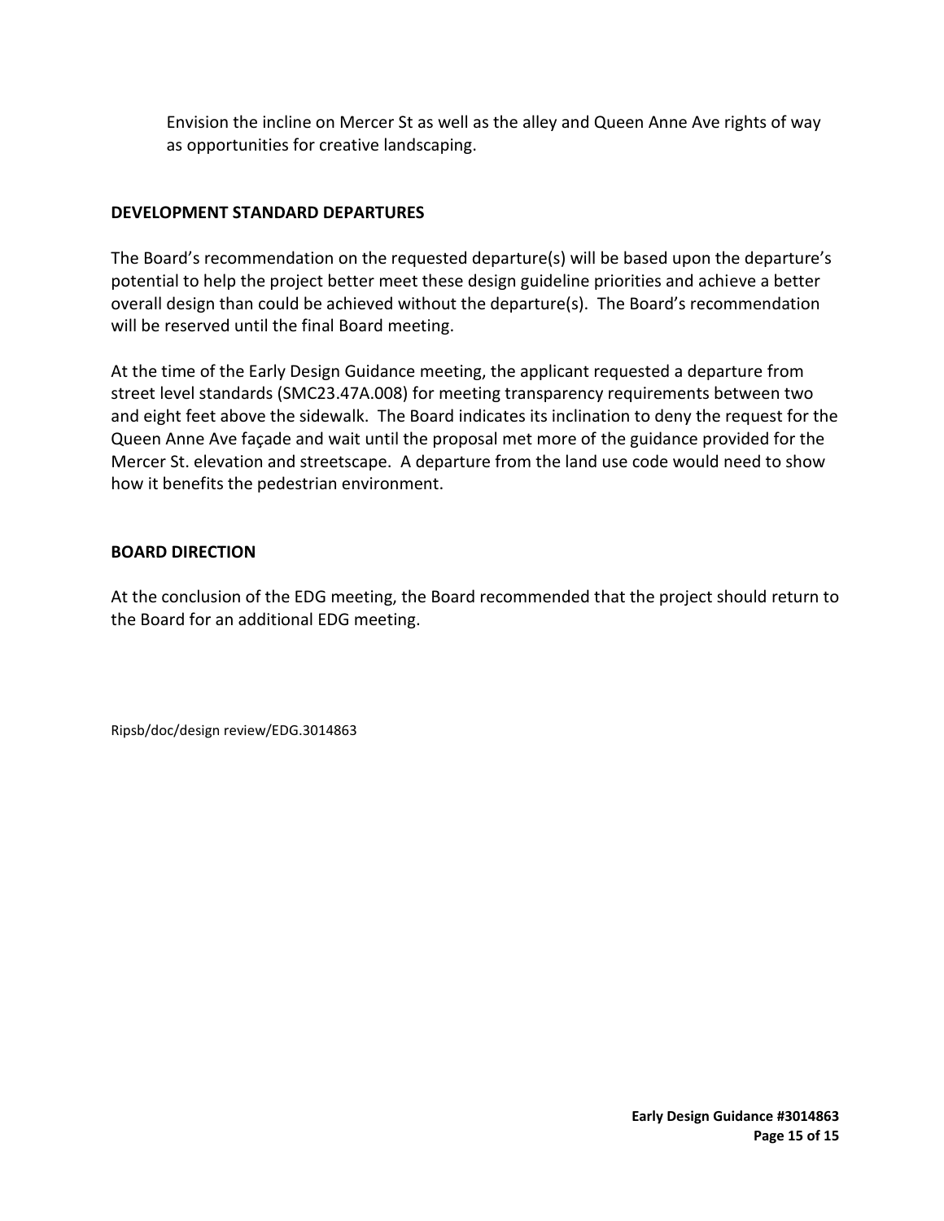Envision the incline on Mercer St as well as the alley and Queen Anne Ave rights of way as opportunities for creative landscaping.

**DEVELOPMENT STANDARD DEPARTURES**

The Board's recommendation on the requested departure(s) will be based upon the departure's potential to help the project better meet these design guideline priorities and achieve a better overall design than could be achieved without the departure(s). The Board's recommendation will be reserved until the final Board meeting.

At the time of the Early Design Guidance meeting, the applicant requested a departure from street level standards (SMC23.47A.008) for meeting transparency requirements between two and eight feet above the sidewalk. The Board indicates its inclination to deny the request for the Queen Anne Ave façade and wait until the proposal met more of the guidance provided for the Mercer St. elevation and streetscape. A departure from the land use code would need to show how it benefits the pedestrian environment.

**BOARD DIRECTION**

At the conclusion of the EDG meeting, the Board recommended that the project should return to the Board for an additional EDG meeting.

Ripsb/doc/design review/EDG.3014863